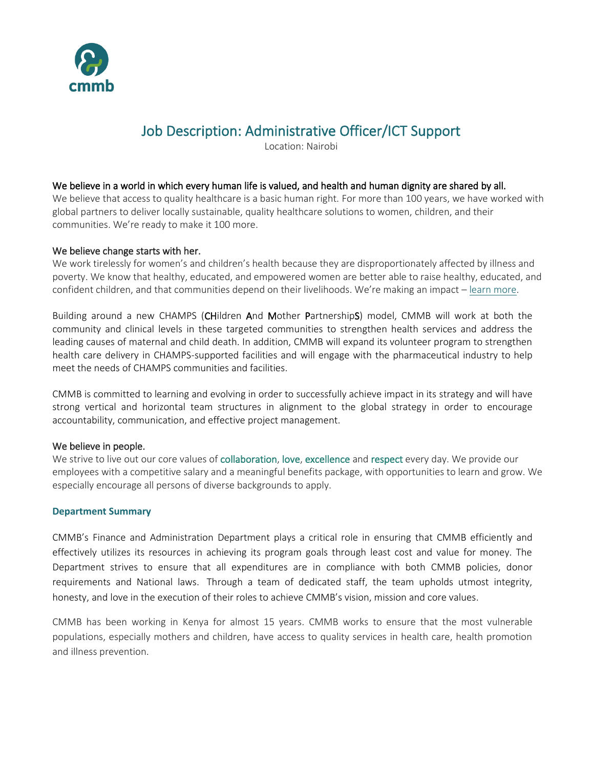# Job Description: Administrative Officer/ICT Support

Location: Nairobi

### We believe in a world in which every human life is valued, and health and human dignity are shared by all.

We believe that access to quality healthcare is a basic human right. For more than 100 years, we have worked with global partners to deliver locally sustainable, quality healthcare solutions to women, children, and their communities. We're ready to make it 100 more.

### We believe change starts with her.

We work tirelessly for women's and children's health because they are disproportionately affected by illness and poverty. We know that healthy, educated, and empowered women are better able to raise healthy, educated, and confident children, and that communities depend on their livelihoods. We're making an impact – learn more.

Building around a new CHAMPS (**CH**ildren **A**nd **M**other **P**artnership**S**) model, CMMB will work at both the community and clinical levels in these targeted communities to strengthen health services and address the leading causes of maternal and child death. In addition, CMMB will expand its volunteer program to strengthen health care delivery in CHAMPS-supported facilities and will engage with the pharmaceutical industry to help meet the needs of CHAMPS communities and facilities.

CMMB is committed to learning and evolving in order to successfully achieve impact in its strategy and will have strong vertical and horizontal team structures in alignment to the global strategy in order to encourage accountability, communication, and effective project management.

### We believe in people.

We strive to live out our core values of collaboration, love, excellence and respect every day. We provide our employees with a competitive salary and a meaningful benefits package, with opportunities to learn and grow. We especially encourage all persons of diverse backgrounds to apply.

**Department Summary**

CMMB's Finance and Administration Department plays a critical role in ensuring that CMMB efficiently and effectively utilizes its resources in achieving its program goals through least cost and value for money. The Department strives to ensure that all expenditures are in compliance with both CMMB policies, donor requirements and National laws. Through a team of dedicated staff, the team upholds utmost integrity, honesty, and love in the execution of their roles to achieve CMMB's vision, mission and core values.

CMMB has been working in Kenya for almost 15 years. CMMB works to ensure that the most vulnerable populations, especially mothers and children, have access to quality services in health care, health promotion and illness prevention.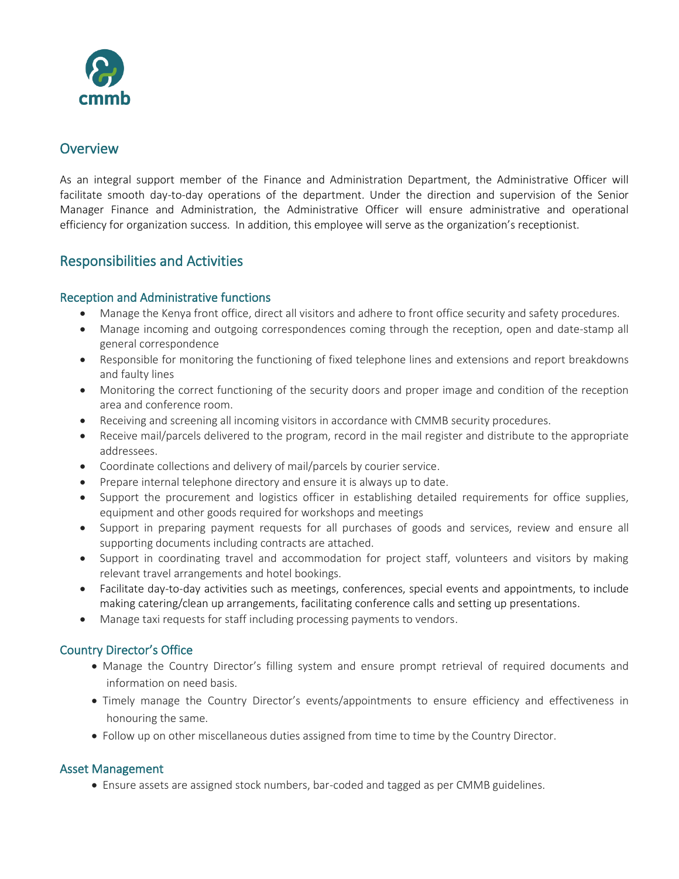## Overview

As an integral support member of the Finance and Administration Department, the Administrative Officer will facilitate smooth day-to-day operations of the department. Under the direction and supervision of the Senior Manager Finance and Administration, the Administrative Officer will ensure administrative and operational efficiency for organization success. In addition, this employee will serve as the organization's receptionist.

## Responsibilities and Activities

### Reception and Administrative functions

- Manage the Kenya front office, direct all visitors and adhere to front office security and safety procedures.
- Manage incoming and outgoing correspondences coming through the reception, open and date-stamp all general correspondence
- Responsible for monitoring the functioning of fixed telephone lines and extensions and report breakdowns and faulty lines
- Monitoring the correct functioning of the security doors and proper image and condition of the reception area and conference room.
- Receiving and screening all incoming visitors in accordance with CMMB security procedures.
- Receive mail/parcels delivered to the program, record in the mail register and distribute to the appropriate addressees.
- Coordinate collections and delivery of mail/parcels by courier service.
- Prepare internal telephone directory and ensure it is always up to date.
- Support the procurement and logistics officer in establishing detailed requirements for office supplies, equipment and other goods required for workshops and meetings
- Support in preparing payment requests for all purchases of goods and services, review and ensure all supporting documents including contracts are attached.
- Support in coordinating travel and accommodation for project staff, volunteers and visitors by making relevant travel arrangements and hotel bookings.
- Facilitate day-to-day activities such as meetings, conferences, special events and appointments, to include making catering/clean up arrangements, facilitating conference calls and setting up presentations.
- Manage taxi requests for staff including processing payments to vendors.

### Country Director's Office

- Manage the Country Director's filling system and ensure prompt retrieval of required documents and information on need basis.
- Timely manage the Country Director's events/appointments to ensure efficiency and effectiveness in honouring the same.
- Follow up on other miscellaneous duties assigned from time to time by the Country Director.

### Asset Management

- Ensure assets are assigned stock numbers, bar-coded and tagged as per CMMB guidelines.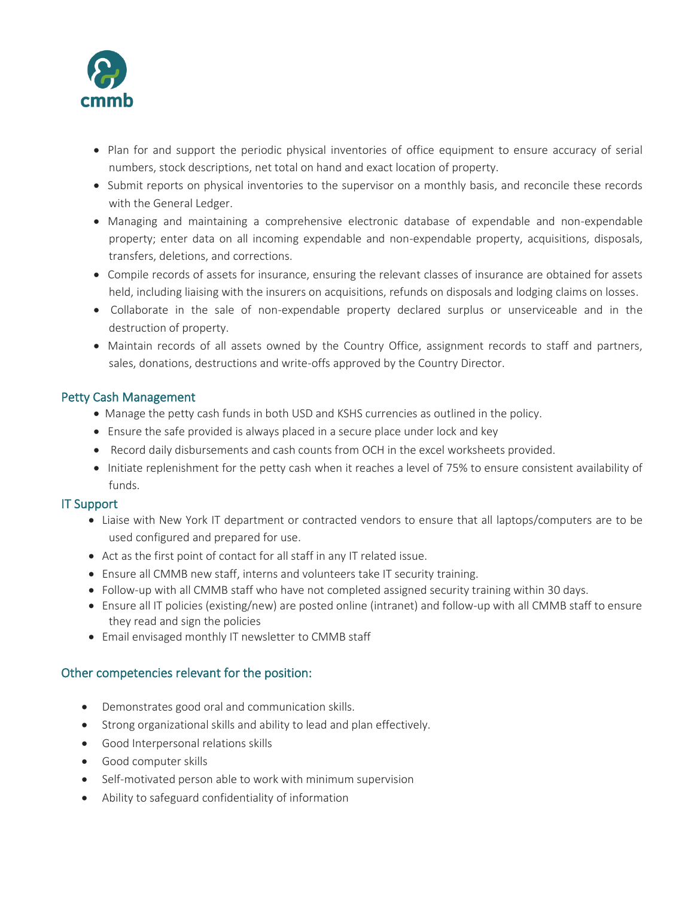- Plan for and support the periodic physical inventories of office equipment to ensure accuracy of serial numbers, stock descriptions, net total on hand and exact location of property.
- Submit reports on physical inventories to the supervisor on a monthly basis, and reconcile these records with the General Ledger.
- Managing and maintaining a comprehensive electronic database of expendable and non-expendable property; enter data on all incoming expendable and non-expendable property, acquisitions, disposals, transfers, deletions, and corrections.
- Compile records of assets for insurance, ensuring the relevant classes of insurance are obtained for assets held, including liaising with the insurers on acquisitions, refunds on disposals and lodging claims on losses.
- Collaborate in the sale of non-expendable property declared surplus or unserviceable and in the destruction of property.
- Maintain records of all assets owned by the Country Office, assignment records to staff and partners, sales, donations, destructions and write-offs approved by the Country Director.

### Petty Cash Management

- Manage the petty cash funds in both USD and KSHS currencies as outlined in the policy.
- Ensure the safe provided is always placed in a secure place under lock and key
- Record daily disbursements and cash counts from OCH in the excel worksheets provided.
- Initiate replenishment for the petty cash when it reaches a level of 75% to ensure consistent availability of funds.

### IT Support

- Liaise with New York IT department or contracted vendors to ensure that all laptops/computers are to be used configured and prepared for use.
- Act as the first point of contact for all staff in any IT related issue.
- Ensure all CMMB new staff, interns and volunteers take IT security training.
- Follow-up with all CMMB staff who have not completed assigned security training within 30 days.
- Ensure all IT policies (existing/new) are posted online (intranet) and follow-up with all CMMB staff to ensure they read and sign the policies
- Email envisaged monthly IT newsletter to CMMB staff

### Other competencies relevant for the position:

- Demonstrates good oral and communication skills.
- Strong organizational skills and ability to lead and plan effectively.
- Good Interpersonal relations skills
- Good computer skills
- Self-motivated person able to work with minimum supervision
- Ability to safeguard confidentiality of information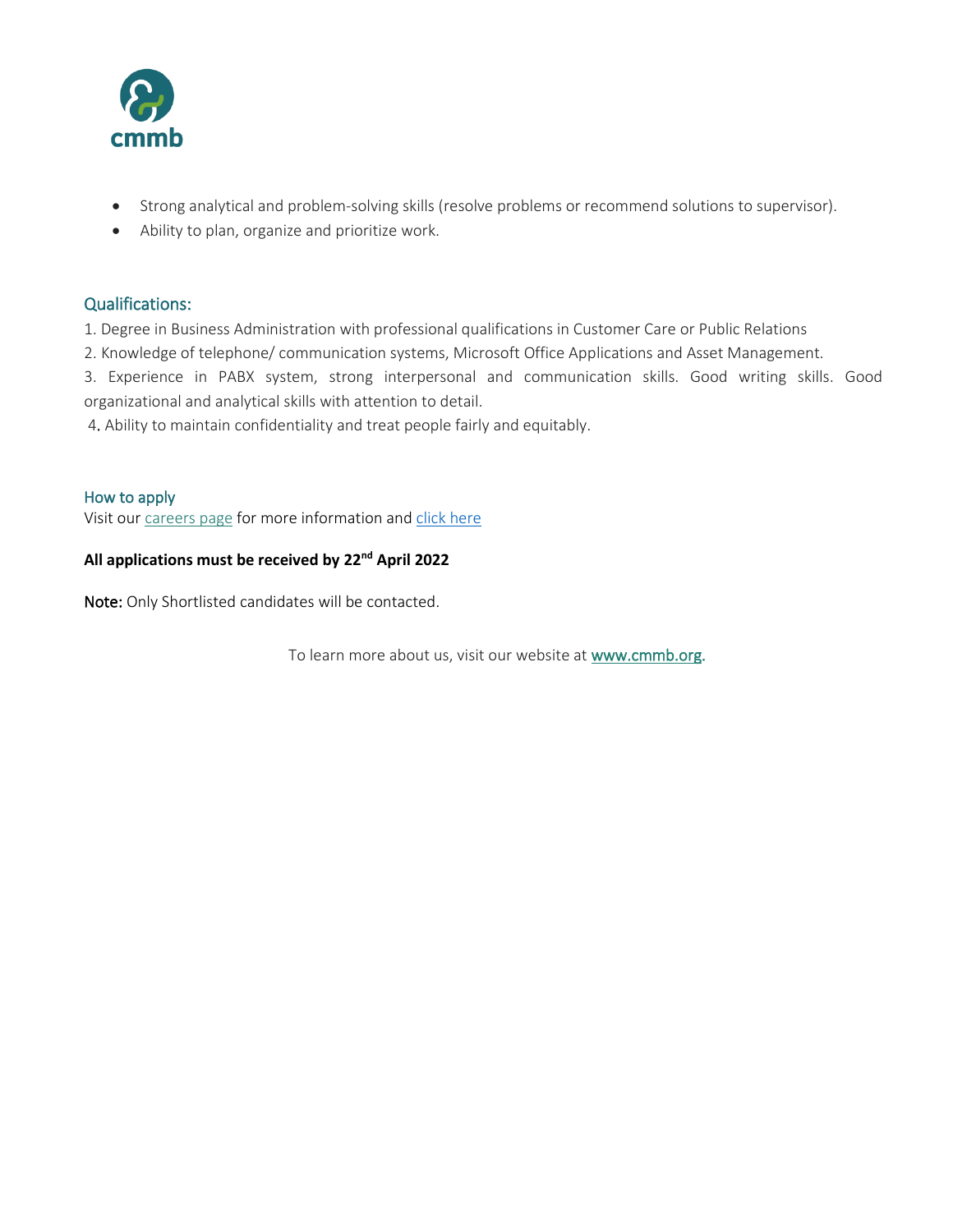- Strong analytical and problem-solving skills (resolve problems or recommend solutions to supervisor).
- Ability to plan, organize and prioritize work.

## Qualifications:

1. Degree in Business Administration with professional qualifications in Customer Care or Public Relations
2. Knowledge of telephone/ communication systems, Microsoft Office Applications and Asset Management.
3. Experience in PABX system, strong interpersonal and communication skills. Good writing skills. Good organizational and analytical skills with attention to detail.
4. Ability to maintain confidentiality and treat people fairly and equitably.

## How to apply

Visit our careers page for more information and click here

**All applications must be received by 22nd April 2022**

Note: Only Shortlisted candidates will be contacted.

To learn more about us, visit our website at www.cmmb.org.